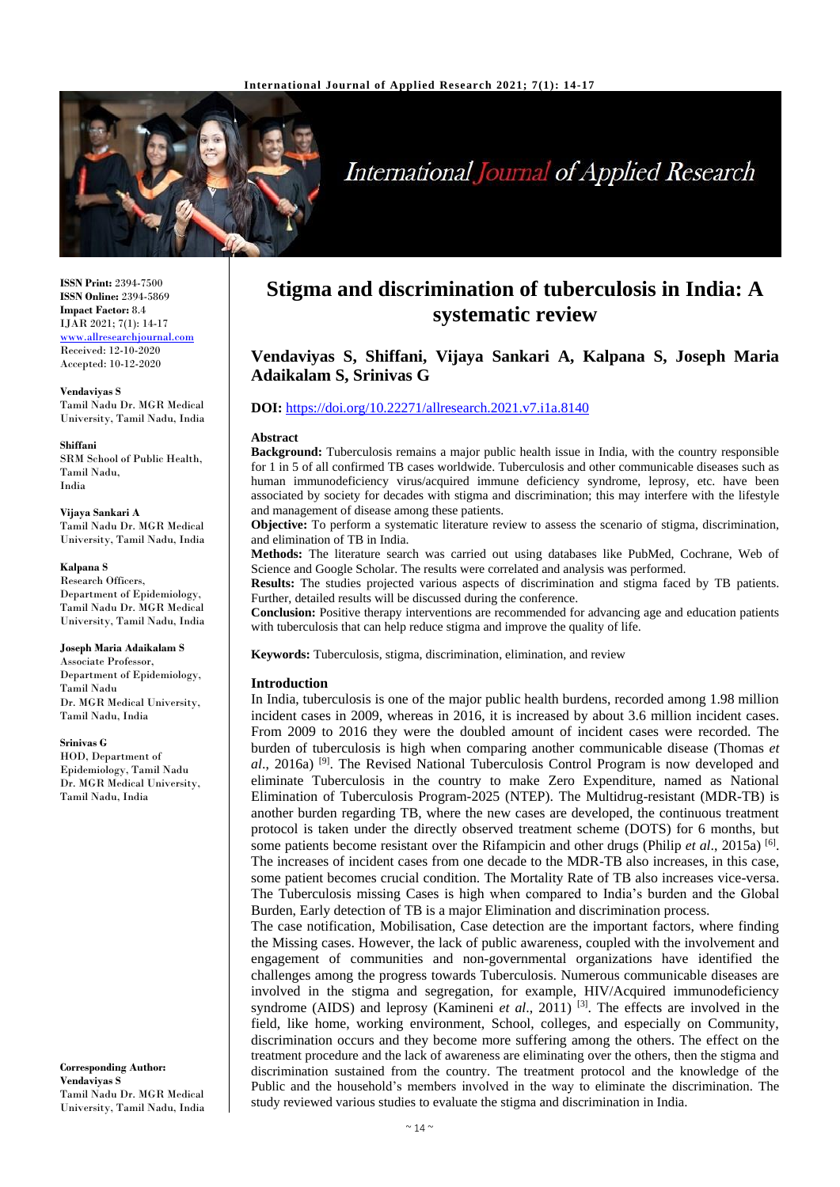# Stigma and discrimination of tuberculosis in India: A systematic review

**Vendaviyas S, Shiffani, Vijaya Sankari A, Kalpana S, Joseph Maria Adaikalam S, Srinivas G**

**DOI:** https://doi.org/10.22271/allresearch.2021.v7.i1a.8140

**ISSN Print:** 2394-7500
**ISSN Online:** 2394-5869
**Impact Factor:** 8.4
IJAR 2021; 7(1): 14-17
www.allresearchjournal.com
Received: 12-10-2020
Accepted: 10-12-2020

**Vendaviyas S**
Tamil Nadu Dr. MGR Medical University, Tamil Nadu, India

**Shiffani**
SRM School of Public Health, Tamil Nadu, India

**Vijaya Sankari A**
Tamil Nadu Dr. MGR Medical University, Tamil Nadu, India

**Kalpana S**
Research Officers, Department of Epidemiology, Tamil Nadu Dr. MGR Medical University, Tamil Nadu, India

**Joseph Maria Adaikalam S**
Associate Professor, Department of Epidemiology, Tamil Nadu Dr. MGR Medical University, Tamil Nadu, India

**Srinivas G**
HOD, Department of Epidemiology, Tamil Nadu Dr. MGR Medical University, Tamil Nadu, India

**Corresponding Author:**
**Vendaviyas S**
Tamil Nadu Dr. MGR Medical University, Tamil Nadu, India

## Abstract

**Background:** Tuberculosis remains a major public health issue in India, with the country responsible for 1 in 5 of all confirmed TB cases worldwide. Tuberculosis and other communicable diseases such as human immunodeficiency virus/acquired immune deficiency syndrome, leprosy, etc. have been associated by society for decades with stigma and discrimination; this may interfere with the lifestyle and management of disease among these patients.

**Objective:** To perform a systematic literature review to assess the scenario of stigma, discrimination, and elimination of TB in India.

**Methods:** The literature search was carried out using databases like PubMed, Cochrane, Web of Science and Google Scholar. The results were correlated and analysis was performed.

**Results:** The studies projected various aspects of discrimination and stigma faced by TB patients. Further, detailed results will be discussed during the conference.

**Conclusion:** Positive therapy interventions are recommended for advancing age and education patients with tuberculosis that can help reduce stigma and improve the quality of life.

**Keywords:** Tuberculosis, stigma, discrimination, elimination, and review

## Introduction

In India, tuberculosis is one of the major public health burdens, recorded among 1.98 million incident cases in 2009, whereas in 2016, it is increased by about 3.6 million incident cases. From 2009 to 2016 they were the doubled amount of incident cases were recorded. The burden of tuberculosis is high when comparing another communicable disease (Thomas *et al*., 2016a) [9]. The Revised National Tuberculosis Control Program is now developed and eliminate Tuberculosis in the country to make Zero Expenditure, named as National Elimination of Tuberculosis Program-2025 (NTEP). The Multidrug-resistant (MDR-TB) is another burden regarding TB, where the new cases are developed, the continuous treatment protocol is taken under the directly observed treatment scheme (DOTS) for 6 months, but some patients become resistant over the Rifampicin and other drugs (Philip *et al*., 2015a) [6]. The increases of incident cases from one decade to the MDR-TB also increases, in this case, some patient becomes crucial condition. The Mortality Rate of TB also increases vice-versa. The Tuberculosis missing Cases is high when compared to India's burden and the Global Burden, Early detection of TB is a major Elimination and discrimination process.

The case notification, Mobilisation, Case detection are the important factors, where finding the Missing cases. However, the lack of public awareness, coupled with the involvement and engagement of communities and non-governmental organizations have identified the challenges among the progress towards Tuberculosis. Numerous communicable diseases are involved in the stigma and segregation, for example, HIV/Acquired immunodeficiency syndrome (AIDS) and leprosy (Kamineni *et al*., 2011) [3]. The effects are involved in the field, like home, working environment, School, colleges, and especially on Community, discrimination occurs and they become more suffering among the others. The effect on the treatment procedure and the lack of awareness are eliminating over the others, then the stigma and discrimination sustained from the country. The treatment protocol and the knowledge of the Public and the household's members involved in the way to eliminate the discrimination. The study reviewed various studies to evaluate the stigma and discrimination in India.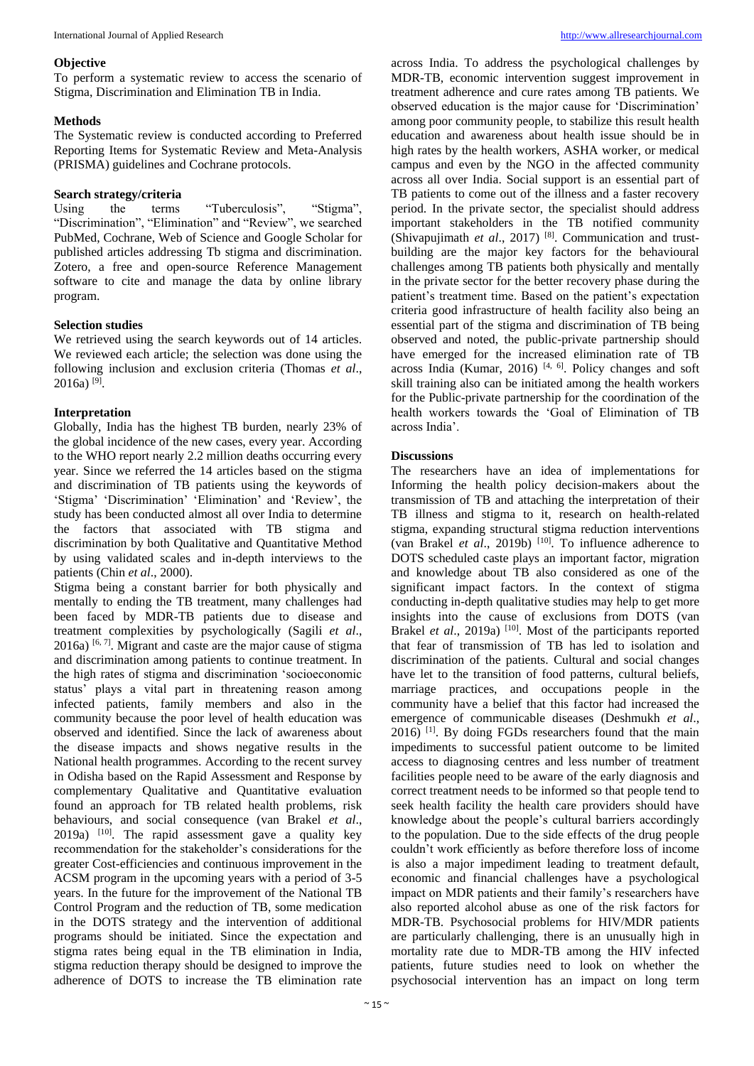### Objective

To perform a systematic review to access the scenario of Stigma, Discrimination and Elimination TB in India.

### Methods

The Systematic review is conducted according to Preferred Reporting Items for Systematic Review and Meta-Analysis (PRISMA) guidelines and Cochrane protocols.

### Search strategy/criteria

Using the terms "Tuberculosis", "Stigma", "Discrimination", "Elimination" and "Review", we searched PubMed, Cochrane, Web of Science and Google Scholar for published articles addressing Tb stigma and discrimination. Zotero, a free and open-source Reference Management software to cite and manage the data by online library program.

### Selection studies

We retrieved using the search keywords out of 14 articles. We reviewed each article; the selection was done using the following inclusion and exclusion criteria (Thomas *et al*., 2016a) [9].

### Interpretation

Globally, India has the highest TB burden, nearly 23% of the global incidence of the new cases, every year. According to the WHO report nearly 2.2 million deaths occurring every year. Since we referred the 14 articles based on the stigma and discrimination of TB patients using the keywords of 'Stigma' 'Discrimination' 'Elimination' and 'Review', the study has been conducted almost all over India to determine the factors that associated with TB stigma and discrimination by both Qualitative and Quantitative Method by using validated scales and in-depth interviews to the patients (Chin *et al*., 2000).

Stigma being a constant barrier for both physically and mentally to ending the TB treatment, many challenges had been faced by MDR-TB patients due to disease and treatment complexities by psychologically (Sagili *et al*., 2016a) [6, 7]. Migrant and caste are the major cause of stigma and discrimination among patients to continue treatment. In the high rates of stigma and discrimination 'socioeconomic status' plays a vital part in threatening reason among infected patients, family members and also in the community because the poor level of health education was observed and identified. Since the lack of awareness about the disease impacts and shows negative results in the National health programmes. According to the recent survey in Odisha based on the Rapid Assessment and Response by complementary Qualitative and Quantitative evaluation found an approach for TB related health problems, risk behaviours, and social consequence (van Brakel *et al*., 2019a) [10]. The rapid assessment gave a quality key recommendation for the stakeholder's considerations for the greater Cost-efficiencies and continuous improvement in the ACSM program in the upcoming years with a period of 3-5 years. In the future for the improvement of the National TB Control Program and the reduction of TB, some medication in the DOTS strategy and the intervention of additional programs should be initiated. Since the expectation and stigma rates being equal in the TB elimination in India, stigma reduction therapy should be designed to improve the adherence of DOTS to increase the TB elimination rate across India. To address the psychological challenges by MDR-TB, economic intervention suggest improvement in treatment adherence and cure rates among TB patients. We observed education is the major cause for 'Discrimination' among poor community people, to stabilize this result health education and awareness about health issue should be in high rates by the health workers, ASHA worker, or medical campus and even by the NGO in the affected community across all over India. Social support is an essential part of TB patients to come out of the illness and a faster recovery period. In the private sector, the specialist should address important stakeholders in the TB notified community (Shivapujimath *et al*., 2017) [8]. Communication and trust-building are the major key factors for the behavioural challenges among TB patients both physically and mentally in the private sector for the better recovery phase during the patient's treatment time. Based on the patient's expectation criteria good infrastructure of health facility also being an essential part of the stigma and discrimination of TB being observed and noted, the public-private partnership should have emerged for the increased elimination rate of TB across India (Kumar, 2016) [4, 6]. Policy changes and soft skill training also can be initiated among the health workers for the Public-private partnership for the coordination of the health workers towards the 'Goal of Elimination of TB across India'.

### Discussions

The researchers have an idea of implementations for Informing the health policy decision-makers about the transmission of TB and attaching the interpretation of their TB illness and stigma to it, research on health-related stigma, expanding structural stigma reduction interventions (van Brakel *et al*., 2019b) [10]. To influence adherence to DOTS scheduled caste plays an important factor, migration and knowledge about TB also considered as one of the significant impact factors. In the context of stigma conducting in-depth qualitative studies may help to get more insights into the cause of exclusions from DOTS (van Brakel *et al*., 2019a) [10]. Most of the participants reported that fear of transmission of TB has led to isolation and discrimination of the patients. Cultural and social changes have let to the transition of food patterns, cultural beliefs, marriage practices, and occupations people in the community have a belief that this factor had increased the emergence of communicable diseases (Deshmukh *et al*., 2016) [1]. By doing FGDs researchers found that the main impediments to successful patient outcome to be limited access to diagnosing centres and less number of treatment facilities people need to be aware of the early diagnosis and correct treatment needs to be informed so that people tend to seek health facility the health care providers should have knowledge about the people's cultural barriers accordingly to the population. Due to the side effects of the drug people couldn't work efficiently as before therefore loss of income is also a major impediment leading to treatment default, economic and financial challenges have a psychological impact on MDR patients and their family's researchers have also reported alcohol abuse as one of the risk factors for MDR-TB. Psychosocial problems for HIV/MDR patients are particularly challenging, there is an unusually high in mortality rate due to MDR-TB among the HIV infected patients, future studies need to look on whether the psychosocial intervention has an impact on long term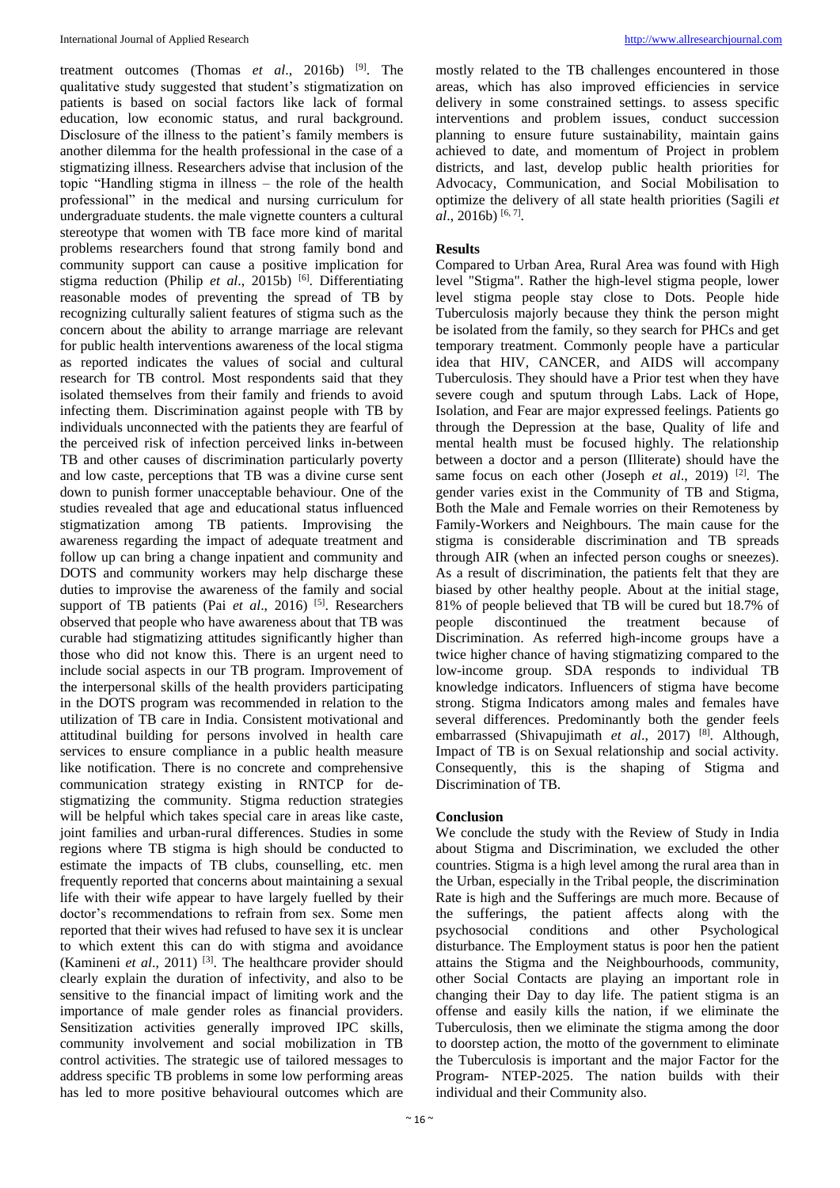treatment outcomes (Thomas *et al*., 2016b) [9]. The qualitative study suggested that student's stigmatization on patients is based on social factors like lack of formal education, low economic status, and rural background. Disclosure of the illness to the patient's family members is another dilemma for the health professional in the case of a stigmatizing illness. Researchers advise that inclusion of the topic "Handling stigma in illness – the role of the health professional" in the medical and nursing curriculum for undergraduate students. the male vignette counters a cultural stereotype that women with TB face more kind of marital problems researchers found that strong family bond and community support can cause a positive implication for stigma reduction (Philip *et al*., 2015b) [6]. Differentiating reasonable modes of preventing the spread of TB by recognizing culturally salient features of stigma such as the concern about the ability to arrange marriage are relevant for public health interventions awareness of the local stigma as reported indicates the values of social and cultural research for TB control. Most respondents said that they isolated themselves from their family and friends to avoid infecting them. Discrimination against people with TB by individuals unconnected with the patients they are fearful of the perceived risk of infection perceived links in-between TB and other causes of discrimination particularly poverty and low caste, perceptions that TB was a divine curse sent down to punish former unacceptable behaviour. One of the studies revealed that age and educational status influenced stigmatization among TB patients. Improvising the awareness regarding the impact of adequate treatment and follow up can bring a change inpatient and community and DOTS and community workers may help discharge these duties to improvise the awareness of the family and social support of TB patients (Pai *et al*., 2016) [5]. Researchers observed that people who have awareness about that TB was curable had stigmatizing attitudes significantly higher than those who did not know this. There is an urgent need to include social aspects in our TB program. Improvement of the interpersonal skills of the health providers participating in the DOTS program was recommended in relation to the utilization of TB care in India. Consistent motivational and attitudinal building for persons involved in health care services to ensure compliance in a public health measure like notification. There is no concrete and comprehensive communication strategy existing in RNTCP for de-stigmatizing the community. Stigma reduction strategies will be helpful which takes special care in areas like caste, joint families and urban-rural differences. Studies in some regions where TB stigma is high should be conducted to estimate the impacts of TB clubs, counselling, etc. men frequently reported that concerns about maintaining a sexual life with their wife appear to have largely fuelled by their doctor's recommendations to refrain from sex. Some men reported that their wives had refused to have sex it is unclear to which extent this can do with stigma and avoidance (Kamineni *et al*., 2011) [3]. The healthcare provider should clearly explain the duration of infectivity, and also to be sensitive to the financial impact of limiting work and the importance of male gender roles as financial providers. Sensitization activities generally improved IPC skills, community involvement and social mobilization in TB control activities. The strategic use of tailored messages to address specific TB problems in some low performing areas has led to more positive behavioural outcomes which are mostly related to the TB challenges encountered in those areas, which has also improved efficiencies in service delivery in some constrained settings. to assess specific interventions and problem issues, conduct succession planning to ensure future sustainability, maintain gains achieved to date, and momentum of Project in problem districts, and last, develop public health priorities for Advocacy, Communication, and Social Mobilisation to optimize the delivery of all state health priorities (Sagili *et al*., 2016b) [6, 7].

## Results

Compared to Urban Area, Rural Area was found with High level "Stigma". Rather the high-level stigma people, lower level stigma people stay close to Dots. People hide Tuberculosis majorly because they think the person might be isolated from the family, so they search for PHCs and get temporary treatment. Commonly people have a particular idea that HIV, CANCER, and AIDS will accompany Tuberculosis. They should have a Prior test when they have severe cough and sputum through Labs. Lack of Hope, Isolation, and Fear are major expressed feelings. Patients go through the Depression at the base, Quality of life and mental health must be focused highly. The relationship between a doctor and a person (Illiterate) should have the same focus on each other (Joseph *et al*., 2019) [2]. The gender varies exist in the Community of TB and Stigma, Both the Male and Female worries on their Remoteness by Family-Workers and Neighbours. The main cause for the stigma is considerable discrimination and TB spreads through AIR (when an infected person coughs or sneezes). As a result of discrimination, the patients felt that they are biased by other healthy people. About at the initial stage, 81% of people believed that TB will be cured but 18.7% of people discontinued the treatment because of Discrimination. As referred high-income groups have a twice higher chance of having stigmatizing compared to the low-income group. SDA responds to individual TB knowledge indicators. Influencers of stigma have become strong. Stigma Indicators among males and females have several differences. Predominantly both the gender feels embarrassed (Shivapujimath *et al*., 2017) [8]. Although, Impact of TB is on Sexual relationship and social activity. Consequently, this is the shaping of Stigma and Discrimination of TB.

## Conclusion

We conclude the study with the Review of Study in India about Stigma and Discrimination, we excluded the other countries. Stigma is a high level among the rural area than in the Urban, especially in the Tribal people, the discrimination Rate is high and the Sufferings are much more. Because of the sufferings, the patient affects along with the psychosocial conditions and other Psychological disturbance. The Employment status is poor hen the patient attains the Stigma and the Neighbourhoods, community, other Social Contacts are playing an important role in changing their Day to day life. The patient stigma is an offense and easily kills the nation, if we eliminate the Tuberculosis, then we eliminate the stigma among the door to doorstep action, the motto of the government to eliminate the Tuberculosis is important and the major Factor for the Program- NTEP-2025. The nation builds with their individual and their Community also.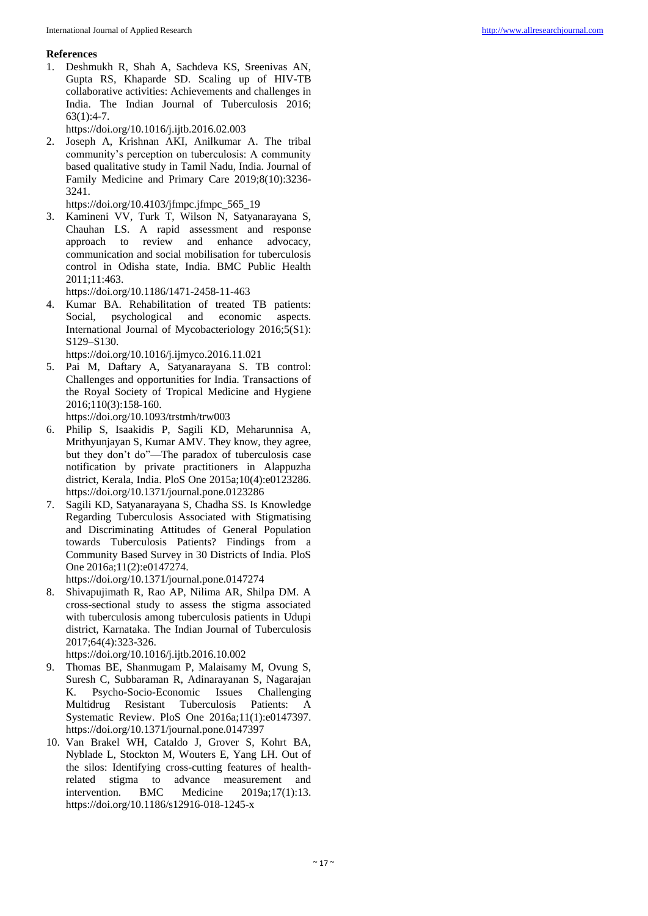## References

1. Deshmukh R, Shah A, Sachdeva KS, Sreenivas AN, Gupta RS, Khaparde SD. Scaling up of HIV-TB collaborative activities: Achievements and challenges in India. The Indian Journal of Tuberculosis 2016; 63(1):4-7.
   https://doi.org/10.1016/j.ijtb.2016.02.003
2. Joseph A, Krishnan AKI, Anilkumar A. The tribal community's perception on tuberculosis: A community based qualitative study in Tamil Nadu, India. Journal of Family Medicine and Primary Care 2019;8(10):3236-3241.
   https://doi.org/10.4103/jfmpc.jfmpc_565_19
3. Kamineni VV, Turk T, Wilson N, Satyanarayana S, Chauhan LS. A rapid assessment and response approach to review and enhance advocacy, communication and social mobilisation for tuberculosis control in Odisha state, India. BMC Public Health 2011;11:463.
   https://doi.org/10.1186/1471-2458-11-463
4. Kumar BA. Rehabilitation of treated TB patients: Social, psychological and economic aspects. International Journal of Mycobacteriology 2016;5(S1): S129–S130.
   https://doi.org/10.1016/j.ijmyco.2016.11.021
5. Pai M, Daftary A, Satyanarayana S. TB control: Challenges and opportunities for India. Transactions of the Royal Society of Tropical Medicine and Hygiene 2016;110(3):158-160.
   https://doi.org/10.1093/trstmh/trw003
6. Philip S, Isaakidis P, Sagili KD, Meharunnisa A, Mrithyunjayan S, Kumar AMV. They know, they agree, but they don't do"—The paradox of tuberculosis case notification by private practitioners in Alappuzha district, Kerala, India. PloS One 2015a;10(4):e0123286. https://doi.org/10.1371/journal.pone.0123286
7. Sagili KD, Satyanarayana S, Chadha SS. Is Knowledge Regarding Tuberculosis Associated with Stigmatising and Discriminating Attitudes of General Population towards Tuberculosis Patients? Findings from a Community Based Survey in 30 Districts of India. PloS One 2016a;11(2):e0147274.
   https://doi.org/10.1371/journal.pone.0147274
8. Shivapujimath R, Rao AP, Nilima AR, Shilpa DM. A cross-sectional study to assess the stigma associated with tuberculosis among tuberculosis patients in Udupi district, Karnataka. The Indian Journal of Tuberculosis 2017;64(4):323-326.
   https://doi.org/10.1016/j.ijtb.2016.10.002
9. Thomas BE, Shanmugam P, Malaisamy M, Ovung S, Suresh C, Subbaraman R, Adinarayanan S, Nagarajan K. Psycho-Socio-Economic Issues Challenging Multidrug Resistant Tuberculosis Patients: A Systematic Review. PloS One 2016a;11(1):e0147397. https://doi.org/10.1371/journal.pone.0147397
10. Van Brakel WH, Cataldo J, Grover S, Kohrt BA, Nyblade L, Stockton M, Wouters E, Yang LH. Out of the silos: Identifying cross-cutting features of health-related stigma to advance measurement and intervention. BMC Medicine 2019a;17(1):13. https://doi.org/10.1186/s12916-018-1245-x